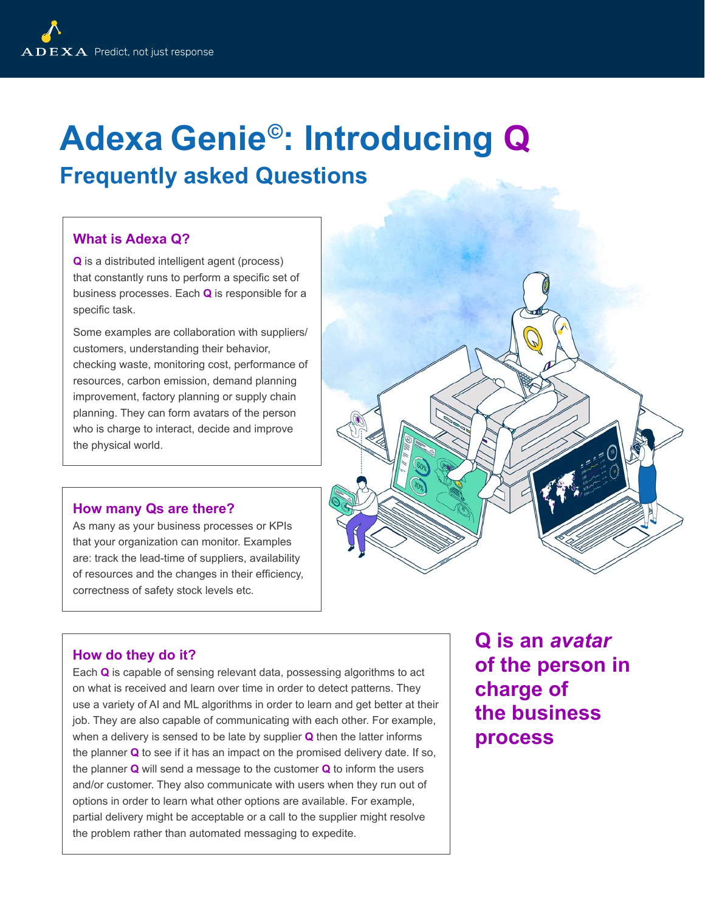ADEXA Predict, not just response

# Adexa Genie©: Introducing Q

## Frequently asked Questions

### What is Adexa Q?

**Q** is a distributed intelligent agent (process) that constantly runs to perform a specific set of business processes. Each **Q** is responsible for a specific task.

Some examples are collaboration with suppliers/ customers, understanding their behavior, checking waste, monitoring cost, performance of resources, carbon emission, demand planning improvement, factory planning or supply chain planning. They can form avatars of the person who is charge to interact, decide and improve the physical world.

### How many Qs are there?

As many as your business processes or KPIs that your organization can monitor. Examples are: track the lead-time of suppliers, availability of resources and the changes in their efficiency, correctness of safety stock levels etc.

### How do they do it?

Each **Q** is capable of sensing relevant data, possessing algorithms to act on what is received and learn over time in order to detect patterns. They use a variety of AI and ML algorithms in order to learn and get better at their job. They are also capable of communicating with each other. For example, when a delivery is sensed to be late by supplier **Q** then the latter informs the planner **Q** to see if it has an impact on the promised delivery date. If so, the planner **Q** will send a message to the customer **Q** to inform the users and/or customer. They also communicate with users when they run out of options in order to learn what other options are available. For example, partial delivery might be acceptable or a call to the supplier might resolve the problem rather than automated messaging to expedite.

**Q is an *avatar* of the person in charge of the business process**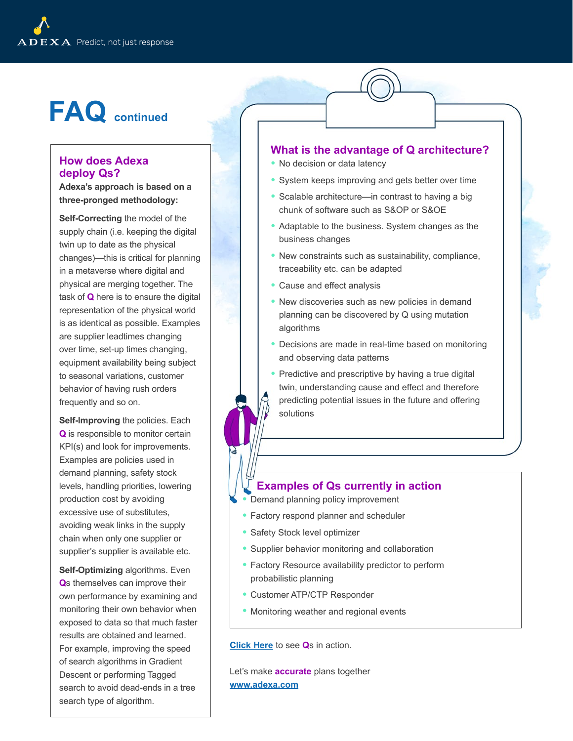# FAQ continued

## How does Adexa deploy Qs?

**Adexa's approach is based on a three-pronged methodology:**

**Self-Correcting** the model of the supply chain (i.e. keeping the digital twin up to date as the physical changes)—this is critical for planning in a metaverse where digital and physical are merging together. The task of **Q** here is to ensure the digital representation of the physical world is as identical as possible. Examples are supplier leadtimes changing over time, set-up times changing, equipment availability being subject to seasonal variations, customer behavior of having rush orders frequently and so on.

**Self-Improving** the policies. Each **Q** is responsible to monitor certain KPI(s) and look for improvements. Examples are policies used in demand planning, safety stock levels, handling priorities, lowering production cost by avoiding excessive use of substitutes, avoiding weak links in the supply chain when only one supplier or supplier's supplier is available etc.

**Self-Optimizing** algorithms. Even **Q**s themselves can improve their own performance by examining and monitoring their own behavior when exposed to data so that much faster results are obtained and learned. For example, improving the speed of search algorithms in Gradient Descent or performing Tagged search to avoid dead-ends in a tree search type of algorithm.

## What is the advantage of Q architecture?

- No decision or data latency
- System keeps improving and gets better over time
- Scalable architecture—in contrast to having a big chunk of software such as S&OP or S&OE
- Adaptable to the business. System changes as the business changes
- New constraints such as sustainability, compliance, traceability etc. can be adapted
- Cause and effect analysis
- New discoveries such as new policies in demand planning can be discovered by Q using mutation algorithms
- Decisions are made in real-time based on monitoring and observing data patterns
- Predictive and prescriptive by having a true digital twin, understanding cause and effect and therefore predicting potential issues in the future and offering solutions

## Examples of Qs currently in action

- Demand planning policy improvement
- Factory respond planner and scheduler
- Safety Stock level optimizer
- Supplier behavior monitoring and collaboration
- Factory Resource availability predictor to perform probabilistic planning
- Customer ATP/CTP Responder
- Monitoring weather and regional events

[Click Here](#) to see **Q**s in action.

Let's make **accurate** plans together
[www.adexa.com](http://www.adexa.com)